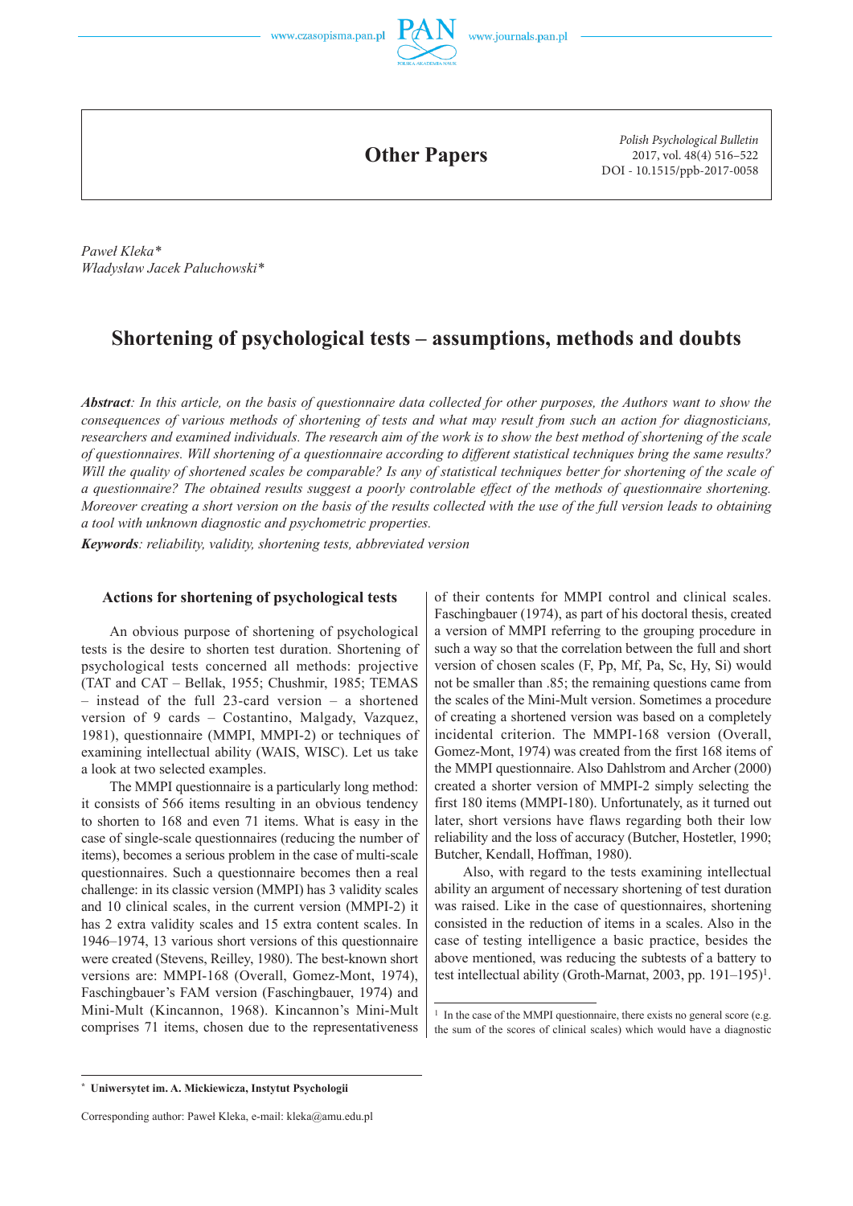## Other Papers

*Polish Psychological Bulletin*
2017, vol. 48(4) 516–522
DOI - 10.1515/ppb-2017-0058

*Paweł Kleka\**
*Władysław Jacek Paluchowski\**

# Shortening of psychological tests – assumptions, methods and doubts

***Abstract**: In this article, on the basis of questionnaire data collected for other purposes, the Authors want to show the consequences of various methods of shortening of tests and what may result from such an action for diagnosticians, researchers and examined individuals. The research aim of the work is to show the best method of shortening of the scale of questionnaires. Will shortening of a questionnaire according to different statistical techniques bring the same results? Will the quality of shortened scales be comparable? Is any of statistical techniques better for shortening of the scale of a questionnaire? The obtained results suggest a poorly controlable effect of the methods of questionnaire shortening. Moreover creating a short version on the basis of the results collected with the use of the full version leads to obtaining a tool with unknown diagnostic and psychometric properties.*

***Keywords**: reliability, validity, shortening tests, abbreviated version*

## Actions for shortening of psychological tests

An obvious purpose of shortening of psychological tests is the desire to shorten test duration. Shortening of psychological tests concerned all methods: projective (TAT and CAT – Bellak, 1955; Chushmir, 1985; TEMAS – instead of the full 23-card version – a shortened version of 9 cards – Costantino, Malgady, Vazquez, 1981), questionnaire (MMPI, MMPI-2) or techniques of examining intellectual ability (WAIS, WISC). Let us take a look at two selected examples.

The MMPI questionnaire is a particularly long method: it consists of 566 items resulting in an obvious tendency to shorten to 168 and even 71 items. What is easy in the case of single-scale questionnaires (reducing the number of items), becomes a serious problem in the case of multi-scale questionnaires. Such a questionnaire becomes then a real challenge: in its classic version (MMPI) has 3 validity scales and 10 clinical scales, in the current version (MMPI-2) it has 2 extra validity scales and 15 extra content scales. In 1946–1974, 13 various short versions of this questionnaire were created (Stevens, Reilley, 1980). The best-known short versions are: MMPI-168 (Overall, Gomez-Mont, 1974), Faschingbauer's FAM version (Faschingbauer, 1974) and Mini-Mult (Kincannon, 1968). Kincannon's Mini-Mult comprises 71 items, chosen due to the representativeness of their contents for MMPI control and clinical scales. Faschingbauer (1974), as part of his doctoral thesis, created a version of MMPI referring to the grouping procedure in such a way so that the correlation between the full and short version of chosen scales (F, Pp, Mf, Pa, Sc, Hy, Si) would not be smaller than .85; the remaining questions came from the scales of the Mini-Mult version. Sometimes a procedure of creating a shortened version was based on a completely incidental criterion. The MMPI-168 version (Overall, Gomez-Mont, 1974) was created from the first 168 items of the MMPI questionnaire. Also Dahlstrom and Archer (2000) created a shorter version of MMPI-2 simply selecting the first 180 items (MMPI-180). Unfortunately, as it turned out later, short versions have flaws regarding both their low reliability and the loss of accuracy (Butcher, Hostetler, 1990; Butcher, Kendall, Hoffman, 1980).

Also, with regard to the tests examining intellectual ability an argument of necessary shortening of test duration was raised. Like in the case of questionnaires, shortening consisted in the reduction of items in a scales. Also in the case of testing intelligence a basic practice, besides the above mentioned, was reducing the subtests of a battery to test intellectual ability (Groth-Marnat, 2003, pp. 191–195)[1].

[1] In the case of the MMPI questionnaire, there exists no general score (e.g. the sum of the scores of clinical scales) which would have a diagnostic

\* **Uniwersytet im. A. Mickiewicza, Instytut Psychologii**

Corresponding author: Paweł Kleka, e-mail: kleka@amu.edu.pl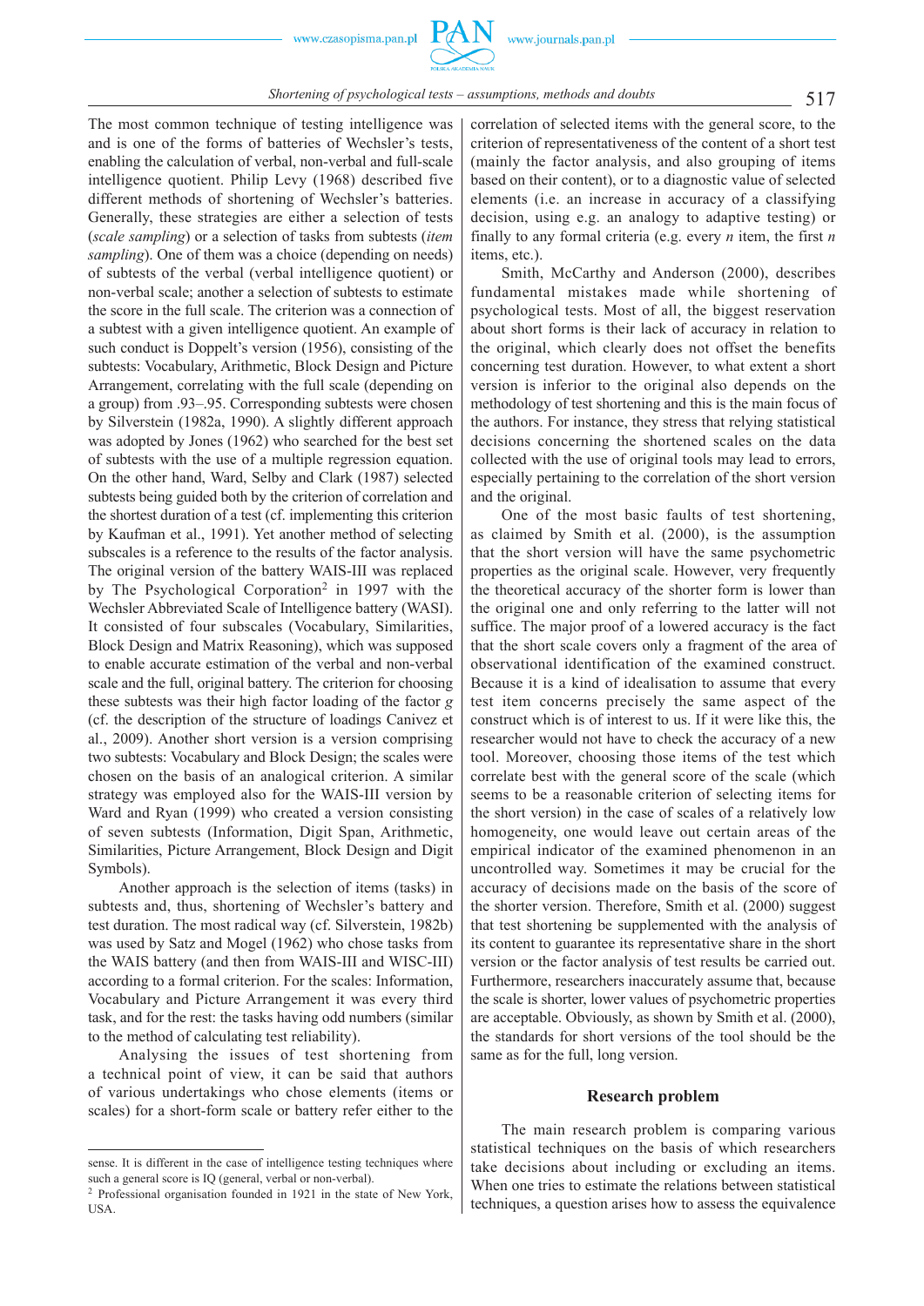The most common technique of testing intelligence was and is one of the forms of batteries of Wechsler's tests, enabling the calculation of verbal, non-verbal and full-scale intelligence quotient. Philip Levy (1968) described five different methods of shortening of Wechsler's batteries. Generally, these strategies are either a selection of tests (*scale sampling*) or a selection of tasks from subtests (*item sampling*). One of them was a choice (depending on needs) of subtests of the verbal (verbal intelligence quotient) or non-verbal scale; another a selection of subtests to estimate the score in the full scale. The criterion was a connection of a subtest with a given intelligence quotient. An example of such conduct is Doppelt's version (1956), consisting of the subtests: Vocabulary, Arithmetic, Block Design and Picture Arrangement, correlating with the full scale (depending on a group) from .93–.95. Corresponding subtests were chosen by Silverstein (1982a, 1990). A slightly different approach was adopted by Jones (1962) who searched for the best set of subtests with the use of a multiple regression equation. On the other hand, Ward, Selby and Clark (1987) selected subtests being guided both by the criterion of correlation and the shortest duration of a test (cf. implementing this criterion by Kaufman et al., 1991). Yet another method of selecting subscales is a reference to the results of the factor analysis. The original version of the battery WAIS-III was replaced by The Psychological Corporation[2] in 1997 with the Wechsler Abbreviated Scale of Intelligence battery (WASI). It consisted of four subscales (Vocabulary, Similarities, Block Design and Matrix Reasoning), which was supposed to enable accurate estimation of the verbal and non-verbal scale and the full, original battery. The criterion for choosing these subtests was their high factor loading of the factor *g* (cf. the description of the structure of loadings Canivez et al., 2009). Another short version is a version comprising two subtests: Vocabulary and Block Design; the scales were chosen on the basis of an analogical criterion. A similar strategy was employed also for the WAIS-III version by Ward and Ryan (1999) who created a version consisting of seven subtests (Information, Digit Span, Arithmetic, Similarities, Picture Arrangement, Block Design and Digit Symbols).

Another approach is the selection of items (tasks) in subtests and, thus, shortening of Wechsler's battery and test duration. The most radical way (cf. Silverstein, 1982b) was used by Satz and Mogel (1962) who chose tasks from the WAIS battery (and then from WAIS-III and WISC-III) according to a formal criterion. For the scales: Information, Vocabulary and Picture Arrangement it was every third task, and for the rest: the tasks having odd numbers (similar to the method of calculating test reliability).

Analysing the issues of test shortening from a technical point of view, it can be said that authors of various undertakings who chose elements (items or scales) for a short-form scale or battery refer either to the correlation of selected items with the general score, to the criterion of representativeness of the content of a short test (mainly the factor analysis, and also grouping of items based on their content), or to a diagnostic value of selected elements (i.e. an increase in accuracy of a classifying decision, using e.g. an analogy to adaptive testing) or finally to any formal criteria (e.g. every *n* item, the first *n* items, etc.).

Smith, McCarthy and Anderson (2000), describes fundamental mistakes made while shortening of psychological tests. Most of all, the biggest reservation about short forms is their lack of accuracy in relation to the original, which clearly does not offset the benefits concerning test duration. However, to what extent a short version is inferior to the original also depends on the methodology of test shortening and this is the main focus of the authors. For instance, they stress that relying statistical decisions concerning the shortened scales on the data collected with the use of original tools may lead to errors, especially pertaining to the correlation of the short version and the original.

One of the most basic faults of test shortening, as claimed by Smith et al. (2000), is the assumption that the short version will have the same psychometric properties as the original scale. However, very frequently the theoretical accuracy of the shorter form is lower than the original one and only referring to the latter will not suffice. The major proof of a lowered accuracy is the fact that the short scale covers only a fragment of the area of observational identification of the examined construct. Because it is a kind of idealisation to assume that every test item concerns precisely the same aspect of the construct which is of interest to us. If it were like this, the researcher would not have to check the accuracy of a new tool. Moreover, choosing those items of the test which correlate best with the general score of the scale (which seems to be a reasonable criterion of selecting items for the short version) in the case of scales of a relatively low homogeneity, one would leave out certain areas of the empirical indicator of the examined phenomenon in an uncontrolled way. Sometimes it may be crucial for the accuracy of decisions made on the basis of the score of the shorter version. Therefore, Smith et al. (2000) suggest that test shortening be supplemented with the analysis of its content to guarantee its representative share in the short version or the factor analysis of test results be carried out. Furthermore, researchers inaccurately assume that, because the scale is shorter, lower values of psychometric properties are acceptable. Obviously, as shown by Smith et al. (2000), the standards for short versions of the tool should be the same as for the full, long version.

## Research problem

The main research problem is comparing various statistical techniques on the basis of which researchers take decisions about including or excluding an items. When one tries to estimate the relations between statistical techniques, a question arises how to assess the equivalence

---

sense. It is different in the case of intelligence testing techniques where such a general score is IQ (general, verbal or non-verbal).

[2] Professional organisation founded in 1921 in the state of New York, USA.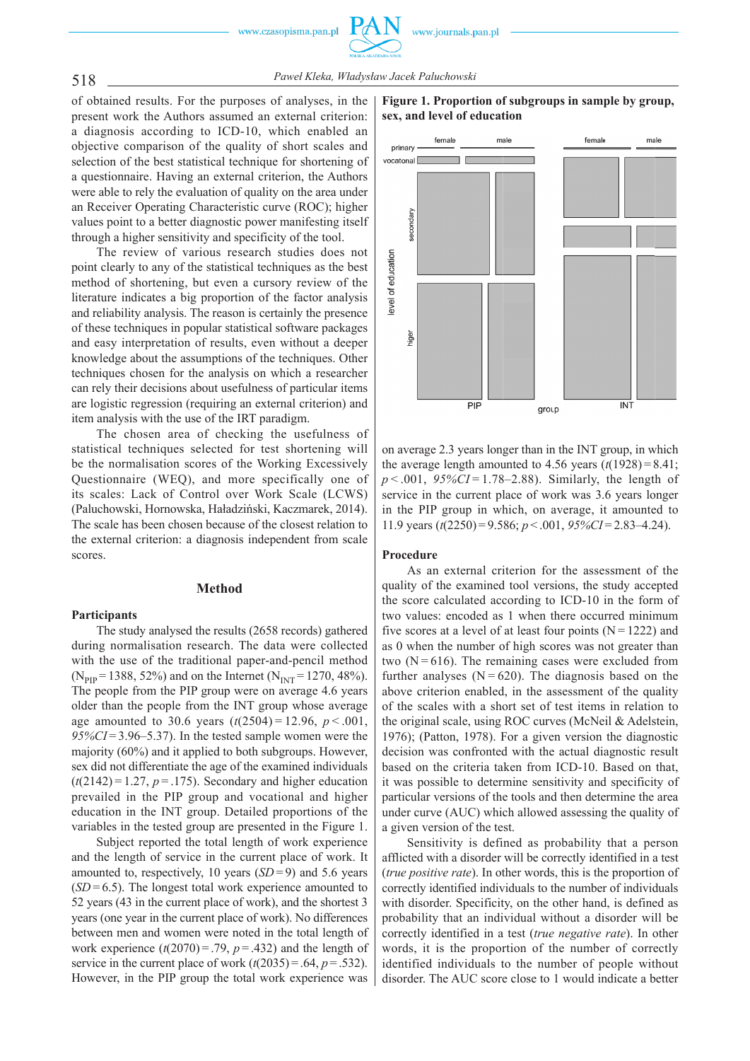of obtained results. For the purposes of analyses, in the present work the Authors assumed an external criterion: a diagnosis according to ICD-10, which enabled an objective comparison of the quality of short scales and selection of the best statistical technique for shortening of a questionnaire. Having an external criterion, the Authors were able to rely the evaluation of quality on the area under an Receiver Operating Characteristic curve (ROC); higher values point to a better diagnostic power manifesting itself through a higher sensitivity and specificity of the tool.

The review of various research studies does not point clearly to any of the statistical techniques as the best method of shortening, but even a cursory review of the literature indicates a big proportion of the factor analysis and reliability analysis. The reason is certainly the presence of these techniques in popular statistical software packages and easy interpretation of results, even without a deeper knowledge about the assumptions of the techniques. Other techniques chosen for the analysis on which a researcher can rely their decisions about usefulness of particular items are logistic regression (requiring an external criterion) and item analysis with the use of the IRT paradigm.

The chosen area of checking the usefulness of statistical techniques selected for test shortening will be the normalisation scores of the Working Excessively Questionnaire (WEQ), and more specifically one of its scales: Lack of Control over Work Scale (LCWS) (Paluchowski, Hornowska, Haładziński, Kaczmarek, 2014). The scale has been chosen because of the closest relation to the external criterion: a diagnosis independent from scale scores.

## Method

### Participants

The study analysed the results (2658 records) gathered during normalisation research. The data were collected with the use of the traditional paper-and-pencil method ($N_{PIP}=1388$, 52%) and on the Internet ($N_{INT}=1270$, 48%). The people from the PIP group were on average 4.6 years older than the people from the INT group whose average age amounted to 30.6 years ($t(2504)=12.96$, $p<.001$, *95%CI* = 3.96–5.37). In the tested sample women were the majority (60%) and it applied to both subgroups. However, sex did not differentiate the age of the examined individuals ($t(2142)=1.27$, $p=.175$). Secondary and higher education prevailed in the PIP group and vocational and higher education in the INT group. Detailed proportions of the variables in the tested group are presented in the Figure 1.

**Figure 1. Proportion of subgroups in sample by group, sex, and level of education**

Subject reported the total length of work experience and the length of service in the current place of work. It amounted to, respectively, 10 years ($SD=9$) and 5.6 years ($SD=6.5$). The longest total work experience amounted to 52 years (43 in the current place of work), and the shortest 3 years (one year in the current place of work). No differences between men and women were noted in the total length of work experience ($t(2070)=.79$, $p=.432$) and the length of service in the current place of work ($t(2035)=.64$, $p=.532$). However, in the PIP group the total work experience was on average 2.3 years longer than in the INT group, in which the average length amounted to 4.56 years ($t(1928)=8.41$; $p<.001$, *95%CI* = 1.78–2.88). Similarly, the length of service in the current place of work was 3.6 years longer in the PIP group in which, on average, it amounted to 11.9 years ($t(2250)=9.586$; $p<.001$, *95%CI* = 2.83–4.24).

### Procedure

As an external criterion for the assessment of the quality of the examined tool versions, the study accepted the score calculated according to ICD-10 in the form of two values: encoded as 1 when there occurred minimum five scores at a level of at least four points (N = 1222) and as 0 when the number of high scores was not greater than two (N = 616). The remaining cases were excluded from further analyses (N = 620). The diagnosis based on the above criterion enabled, in the assessment of the quality of the scales with a short set of test items in relation to the original scale, using ROC curves (McNeil & Adelstein, 1976); (Patton, 1978). For a given version the diagnostic decision was confronted with the actual diagnostic result based on the criteria taken from ICD-10. Based on that, it was possible to determine sensitivity and specificity of particular versions of the tools and then determine the area under curve (AUC) which allowed assessing the quality of a given version of the test.

Sensitivity is defined as probability that a person afflicted with a disorder will be correctly identified in a test (*true positive rate*). In other words, this is the proportion of correctly identified individuals to the number of individuals with disorder. Specificity, on the other hand, is defined as probability that an individual without a disorder will be correctly identified in a test (*true negative rate*). In other words, it is the proportion of the number of correctly identified individuals to the number of people without disorder. The AUC score close to 1 would indicate a better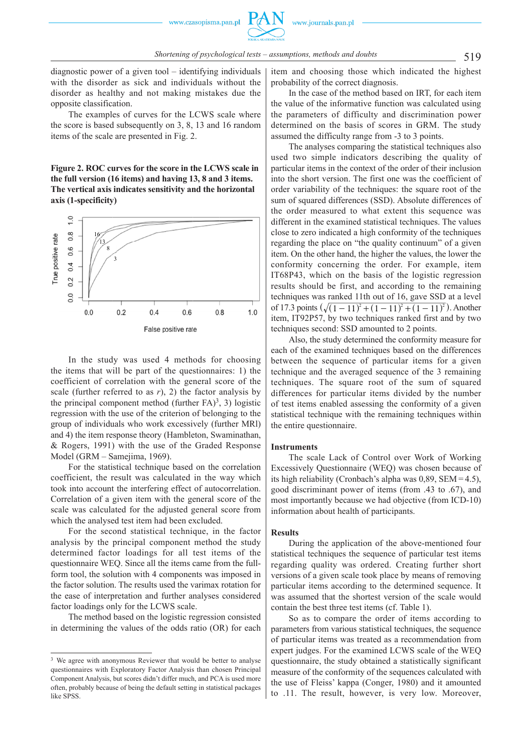diagnostic power of a given tool – identifying individuals with the disorder as sick and individuals without the disorder as healthy and not making mistakes due the opposite classification.

The examples of curves for the LCWS scale where the score is based subsequently on 3, 8, 13 and 16 random items of the scale are presented in Fig. 2.

**Figure 2. ROC curves for the score in the LCWS scale in the full version (16 items) and having 13, 8 and 3 items. The vertical axis indicates sensitivity and the horizontal axis (1-specificity)**

In the study was used 4 methods for choosing the items that will be part of the questionnaires: 1) the coefficient of correlation with the general score of the scale (further referred to as *r*), 2) the factor analysis by the principal component method (further FA)[3], 3) logistic regression with the use of the criterion of belonging to the group of individuals who work excessively (further MRl) and 4) the item response theory (Hambleton, Swaminathan, & Rogers, 1991) with the use of the Graded Response Model (GRM – Samejima, 1969).

For the statistical technique based on the correlation coefficient, the result was calculated in the way which took into account the interfering effect of autocorrelation. Correlation of a given item with the general score of the scale was calculated for the adjusted general score from which the analysed test item had been excluded.

For the second statistical technique, in the factor analysis by the principal component method the study determined factor loadings for all test items of the questionnaire WEQ. Since all the items came from the full-form tool, the solution with 4 components was imposed in the factor solution. The results used the varimax rotation for the ease of interpretation and further analyses considered factor loadings only for the LCWS scale.

The method based on the logistic regression consisted in determining the values of the odds ratio (OR) for each item and choosing those which indicated the highest probability of the correct diagnosis.

In the case of the method based on IRT, for each item the value of the informative function was calculated using the parameters of difficulty and discrimination power determined on the basis of scores in GRM. The study assumed the difficulty range from -3 to 3 points.

The analyses comparing the statistical techniques also used two simple indicators describing the quality of particular items in the context of the order of their inclusion into the short version. The first one was the coefficient of order variability of the techniques: the square root of the sum of squared differences (SSD). Absolute differences of the order measured to what extent this sequence was different in the examined statistical techniques. The values close to zero indicated a high conformity of the techniques regarding the place on "the quality continuum" of a given item. On the other hand, the higher the values, the lower the conformity concerning the order. For example, item IT68P43, which on the basis of the logistic regression results should be first, and according to the remaining techniques was ranked 11th out of 16, gave SSD at a level of 17.3 points ($\sqrt{(1-11)^2+(1-11)^2+(1-11)^2}$). Another item, IT92P57, by two techniques ranked first and by two techniques second: SSD amounted to 2 points.

Also, the study determined the conformity measure for each of the examined techniques based on the differences between the sequence of particular items for a given technique and the averaged sequence of the 3 remaining techniques. The square root of the sum of squared differences for particular items divided by the number of test items enabled assessing the conformity of a given statistical technique with the remaining techniques within the entire questionnaire.

## Instruments

The scale Lack of Control over Work of Working Excessively Questionnaire (WEQ) was chosen because of its high reliability (Cronbach's alpha was 0,89, SEM = 4.5), good discriminant power of items (from .43 to .67), and most importantly because we had objective (from ICD-10) information about health of participants.

## Results

During the application of the above-mentioned four statistical techniques the sequence of particular test items regarding quality was ordered. Creating further short versions of a given scale took place by means of removing particular items according to the determined sequence. It was assumed that the shortest version of the scale would contain the best three test items (cf. Table 1).

So as to compare the order of items according to parameters from various statistical techniques, the sequence of particular items was treated as a recommendation from expert judges. For the examined LCWS scale of the WEQ questionnaire, the study obtained a statistically significant measure of the conformity of the sequences calculated with the use of Fleiss' kappa (Conger, 1980) and it amounted to .11. The result, however, is very low. Moreover,

[3] We agree with anonymous Reviewer that would be better to analyse questionnaires with Exploratory Factor Analysis than chosen Principal Component Analysis, but scores didn't differ much, and PCA is used more often, probably because of being the default setting in statistical packages like SPSS.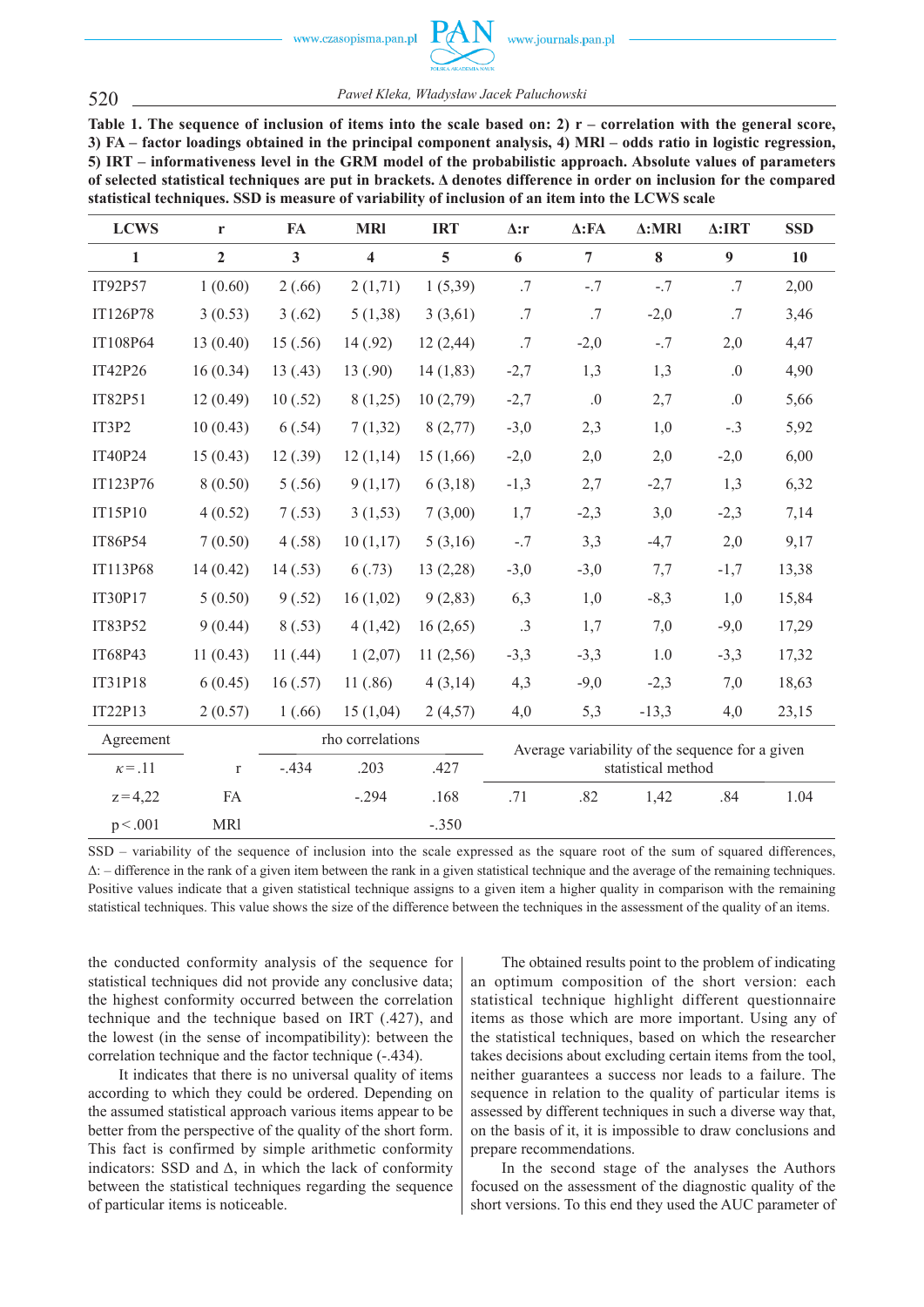**Table 1. The sequence of inclusion of items into the scale based on: 2) r – correlation with the general score, 3) FA – factor loadings obtained in the principal component analysis, 4) MRl – odds ratio in logistic regression, 5) IRT – informativeness level in the GRM model of the probabilistic approach. Absolute values of parameters of selected statistical techniques are put in brackets. Δ denotes difference in order on inclusion for the compared statistical techniques. SSD is measure of variability of inclusion of an item into the LCWS scale**

| LCWS | r | FA | MRl | IRT | Δ:r | Δ:FA | Δ:MRl | Δ:IRT | SSD |
|---|---|---|---|---|---|---|---|---|---|
| 1 | 2 | 3 | 4 | 5 | 6 | 7 | 8 | 9 | 10 |
| IT92P57 | 1 (0.60) | 2 (.66) | 2 (1,71) | 1 (5,39) | .7 | -.7 | -.7 | .7 | 2,00 |
| IT126P78 | 3 (0.53) | 3 (.62) | 5 (1,38) | 3 (3,61) | .7 | .7 | -2,0 | .7 | 3,46 |
| IT108P64 | 13 (0.40) | 15 (.56) | 14 (.92) | 12 (2,44) | .7 | -2,0 | -.7 | 2,0 | 4,47 |
| IT42P26 | 16 (0.34) | 13 (.43) | 13 (.90) | 14 (1,83) | -2,7 | 1,3 | 1,3 | .0 | 4,90 |
| IT82P51 | 12 (0.49) | 10 (.52) | 8 (1,25) | 10 (2,79) | -2,7 | .0 | 2,7 | .0 | 5,66 |
| IT3P2 | 10 (0.43) | 6 (.54) | 7 (1,32) | 8 (2,77) | -3,0 | 2,3 | 1,0 | -.3 | 5,92 |
| IT40P24 | 15 (0.43) | 12 (.39) | 12 (1,14) | 15 (1,66) | -2,0 | 2,0 | 2,0 | -2,0 | 6,00 |
| IT123P76 | 8 (0.50) | 5 (.56) | 9 (1,17) | 6 (3,18) | -1,3 | 2,7 | -2,7 | 1,3 | 6,32 |
| IT15P10 | 4 (0.52) | 7 (.53) | 3 (1,53) | 7 (3,00) | 1,7 | -2,3 | 3,0 | -2,3 | 7,14 |
| IT86P54 | 7 (0.50) | 4 (.58) | 10 (1,17) | 5 (3,16) | -.7 | 3,3 | -4,7 | 2,0 | 9,17 |
| IT113P68 | 14 (0.42) | 14 (.53) | 6 (.73) | 13 (2,28) | -3,0 | -3,0 | 7,7 | -1,7 | 13,38 |
| IT30P17 | 5 (0.50) | 9 (.52) | 16 (1,02) | 9 (2,83) | 6,3 | 1,0 | -8,3 | 1,0 | 15,84 |
| IT83P52 | 9 (0.44) | 8 (.53) | 4 (1,42) | 16 (2,65) | .3 | 1,7 | 7,0 | -9,0 | 17,29 |
| IT68P43 | 11 (0.43) | 11 (.44) | 1 (2,07) | 11 (2,56) | -3,3 | -3,3 | 1.0 | -3,3 | 17,32 |
| IT31P18 | 6 (0.45) | 16 (.57) | 11 (.86) | 4 (3,14) | 4,3 | -9,0 | -2,3 | 7,0 | 18,63 |
| IT22P13 | 2 (0.57) | 1 (.66) | 15 (1,04) | 2 (4,57) | 4,0 | 5,3 | -13,3 | 4,0 | 23,15 |
| Agreement | | rho correlations | | | Average variability of the sequence for a given statistical method | | | | |
| $\kappa = .11$ | r | -.434 | .203 | .427 | | | | | |
| $z = 4{,}22$ | FA | | -.294 | .168 | .71 | .82 | 1,42 | .84 | 1.04 |
| $p < .001$ | MRl | | | -.350 | | | | | |

SSD – variability of the sequence of inclusion into the scale expressed as the square root of the sum of squared differences, Δ: – difference in the rank of a given item between the rank in a given statistical technique and the average of the remaining techniques. Positive values indicate that a given statistical technique assigns to a given item a higher quality in comparison with the remaining statistical techniques. This value shows the size of the difference between the techniques in the assessment of the quality of an items.

the conducted conformity analysis of the sequence for statistical techniques did not provide any conclusive data; the highest conformity occurred between the correlation technique and the technique based on IRT (.427), and the lowest (in the sense of incompatibility): between the correlation technique and the factor technique (-.434).

It indicates that there is no universal quality of items according to which they could be ordered. Depending on the assumed statistical approach various items appear to be better from the perspective of the quality of the short form. This fact is confirmed by simple arithmetic conformity indicators: SSD and Δ, in which the lack of conformity between the statistical techniques regarding the sequence of particular items is noticeable.

The obtained results point to the problem of indicating an optimum composition of the short version: each statistical technique highlight different questionnaire items as those which are more important. Using any of the statistical techniques, based on which the researcher takes decisions about excluding certain items from the tool, neither guarantees a success nor leads to a failure. The sequence in relation to the quality of particular items is assessed by different techniques in such a diverse way that, on the basis of it, it is impossible to draw conclusions and prepare recommendations.

In the second stage of the analyses the Authors focused on the assessment of the diagnostic quality of the short versions. To this end they used the AUC parameter of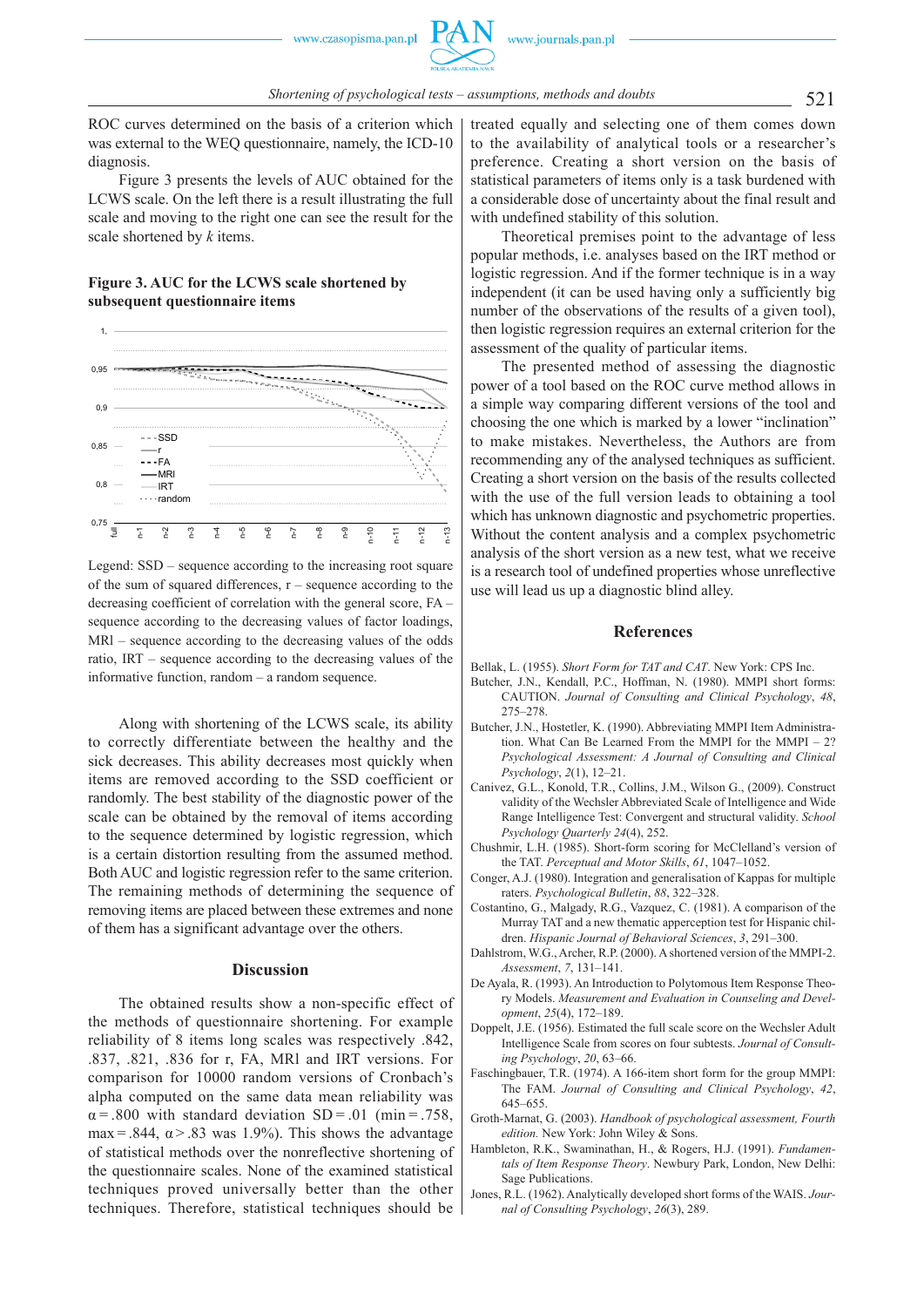ROC curves determined on the basis of a criterion which was external to the WEQ questionnaire, namely, the ICD-10 diagnosis.

Figure 3 presents the levels of AUC obtained for the LCWS scale. On the left there is a result illustrating the full scale and moving to the right one can see the result for the scale shortened by *k* items.

**Figure 3. AUC for the LCWS scale shortened by subsequent questionnaire items**

Legend: SSD – sequence according to the increasing root square of the sum of squared differences, r – sequence according to the decreasing coefficient of correlation with the general score, FA – sequence according to the decreasing values of factor loadings, MRl – sequence according to the decreasing values of the odds ratio, IRT – sequence according to the decreasing values of the informative function, random – a random sequence.

Along with shortening of the LCWS scale, its ability to correctly differentiate between the healthy and the sick decreases. This ability decreases most quickly when items are removed according to the SSD coefficient or randomly. The best stability of the diagnostic power of the scale can be obtained by the removal of items according to the sequence determined by logistic regression, which is a certain distortion resulting from the assumed method. Both AUC and logistic regression refer to the same criterion. The remaining methods of determining the sequence of removing items are placed between these extremes and none of them has a significant advantage over the others.

## Discussion

The obtained results show a non-specific effect of the methods of questionnaire shortening. For example reliability of 8 items long scales was respectively .842, .837, .821, .836 for r, FA, MRl and IRT versions. For comparison for 10000 random versions of Cronbach's alpha computed on the same data mean reliability was $\alpha = .800$ with standard deviation $SD = .01$ (min = .758, max = .844, $\alpha > .83$ was 1.9%). This shows the advantage of statistical methods over the nonreflective shortening of the questionnaire scales. None of the examined statistical techniques proved universally better than the other techniques. Therefore, statistical techniques should be treated equally and selecting one of them comes down to the availability of analytical tools or a researcher's preference. Creating a short version on the basis of statistical parameters of items only is a task burdened with a considerable dose of uncertainty about the final result and with undefined stability of this solution.

Theoretical premises point to the advantage of less popular methods, i.e. analyses based on the IRT method or logistic regression. And if the former technique is in a way independent (it can be used having only a sufficiently big number of the observations of the results of a given tool), then logistic regression requires an external criterion for the assessment of the quality of particular items.

The presented method of assessing the diagnostic power of a tool based on the ROC curve method allows in a simple way comparing different versions of the tool and choosing the one which is marked by a lower "inclination" to make mistakes. Nevertheless, the Authors are from recommending any of the analysed techniques as sufficient. Creating a short version on the basis of the results collected with the use of the full version leads to obtaining a tool which has unknown diagnostic and psychometric properties. Without the content analysis and a complex psychometric analysis of the short version as a new test, what we receive is a research tool of undefined properties whose unreflective use will lead us up a diagnostic blind alley.

## References

Bellak, L. (1955). *Short Form for TAT and CAT*. New York: CPS Inc.

Butcher, J.N., Kendall, P.C., Hoffman, N. (1980). MMPI short forms: CAUTION. *Journal of Consulting and Clinical Psychology*, *48*, 275–278.

Butcher, J.N., Hostetler, K. (1990). Abbreviating MMPI Item Administration. What Can Be Learned From the MMPI for the MMPI – 2? *Psychological Assessment: A Journal of Consulting and Clinical Psychology*, *2*(1), 12–21.

Canivez, G.L., Konold, T.R., Collins, J.M., Wilson G., (2009). Construct validity of the Wechsler Abbreviated Scale of Intelligence and Wide Range Intelligence Test: Convergent and structural validity. *School Psychology Quarterly 24*(4), 252.

Chushmir, L.H. (1985). Short-form scoring for McClelland's version of the TAT. *Perceptual and Motor Skills*, *61*, 1047–1052.

Conger, A.J. (1980). Integration and generalisation of Kappas for multiple raters. *Psychological Bulletin*, *88*, 322–328.

Costantino, G., Malgady, R.G., Vazquez, C. (1981). A comparison of the Murray TAT and a new thematic apperception test for Hispanic children. *Hispanic Journal of Behavioral Sciences*, *3*, 291–300.

Dahlstrom, W.G., Archer, R.P. (2000). A shortened version of the MMPI-2. *Assessment*, *7*, 131–141.

De Ayala, R. (1993). An Introduction to Polytomous Item Response Theory Models. *Measurement and Evaluation in Counseling and Development*, *25*(4), 172–189.

Doppelt, J.E. (1956). Estimated the full scale score on the Wechsler Adult Intelligence Scale from scores on four subtests. *Journal of Consulting Psychology*, *20*, 63–66.

Faschingbauer, T.R. (1974). A 166-item short form for the group MMPI: The FAM. *Journal of Consulting and Clinical Psychology*, *42*, 645–655.

Groth-Marnat, G. (2003). *Handbook of psychological assessment, Fourth edition.* New York: John Wiley & Sons.

Hambleton, R.K., Swaminathan, H., & Rogers, H.J. (1991). *Fundamentals of Item Response Theory*. Newbury Park, London, New Delhi: Sage Publications.

Jones, R.L. (1962). Analytically developed short forms of the WAIS. *Journal of Consulting Psychology*, *26*(3), 289.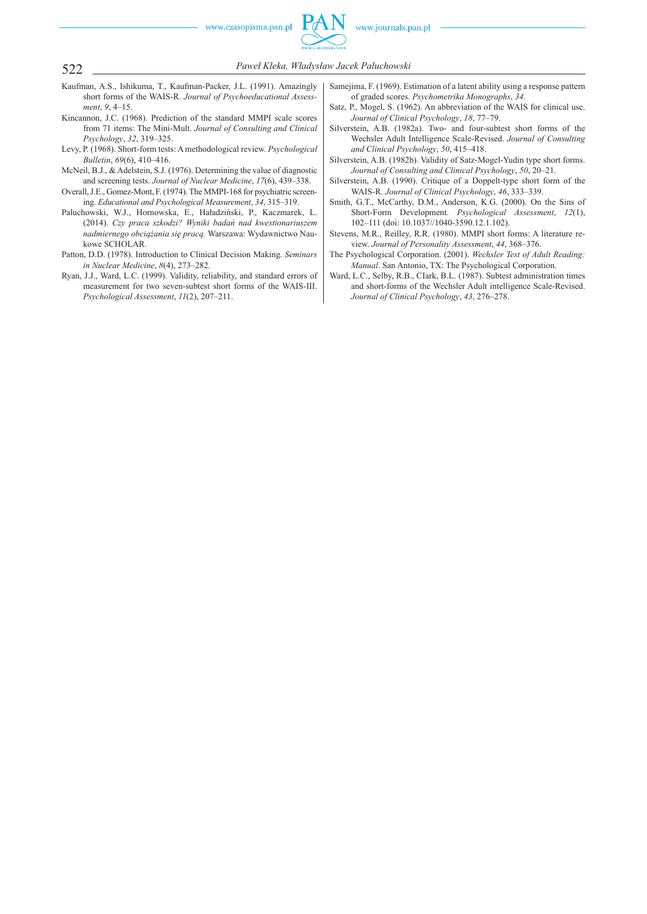Kaufman, A.S., Ishikuma, T., Kaufman-Packer, J.L. (1991). Amazingly short forms of the WAIS-R. *Journal of Psychoeducational Assessment*, *9*, 4–15.

Kincannon, J.C. (1968). Prediction of the standard MMPI scale scores from 71 items: The Mini-Mult. *Journal of Consulting and Clinical Psychology*, *32*, 319–325.

Levy, P. (1968). Short-form tests: A methodological review. *Psychological Bulletin*, *69*(6), 410–416.

McNeil, B.J., & Adelstein, S.J. (1976). Determining the value of diagnostic and screening tests. *Journal of Nuclear Medicine*, *17*(6), 439–338.

Overall, J.E., Gomez-Mont, F. (1974). The MMPI-168 for psychiatric screening. *Educational and Psychological Measurement*, *34*, 315–319.

Paluchowski, W.J., Hornowska, E., Haładziński, P., Kaczmarek, L. (2014). *Czy praca szkodzi? Wyniki badań nad kwestionariuszem nadmiernego obciążania się pracą.* Warszawa: Wydawnictwo Naukowe SCHOLAR.

Patton, D.D. (1978). Introduction to Clinical Decision Making. *Seminars in Nuclear Medicine*, *8*(4), 273–282.

Ryan, J.J., Ward, L.C. (1999). Validity, reliability, and standard errors of measurement for two seven-subtest short forms of the WAIS-III. *Psychological Assessment*, *11*(2), 207–211.

Samejima, F. (1969). Estimation of a latent ability using a response pattern of graded scores. *Psychometrika Monographs*, *34*.

Satz, P., Mogel, S. (1962). An abbreviation of the WAIS for clinical use. *Journal of Clinical Psychology*, *18*, 77–79.

Silverstein, A.B. (1982a). Two- and four-subtest short forms of the Wechsler Adult Intelligence Scale-Revised. *Journal of Consulting and Clinical Psychology*, *50*, 415–418.

Silverstein, A.B. (1982b). Validity of Satz-Mogel-Yudin type short forms. *Journal of Consulting and Clinical Psychology*, *50*, 20–21.

Silverstein, A.B. (1990). Critique of a Doppelt-type short form of the WAIS-R. *Journal of Clinical Psychology*, *46*, 333–339.

Smith, G.T., McCarthy, D.M., Anderson, K.G. (2000). On the Sins of Short-Form Development. *Psychological Assessment*, *12*(1), 102–111 (doi: 10.1037//1040-3590.12.1.102).

Stevens, M.R., Reilley, R.R. (1980). MMPI short forms: A literature review. *Journal of Personality Assessment*, *44*, 368–376.

The Psychological Corporation. (2001). *Wechsler Test of Adult Reading: Manual*. San Antonio, TX: The Psychological Corporation.

Ward, L.C., Selby, R.B., CIark, B.L. (1987). Subtest administration times and short-forms of the Wechsler Adult intelligence Scale-Revised. *Journal of Clinical Psychology*, *43*, 276–278.